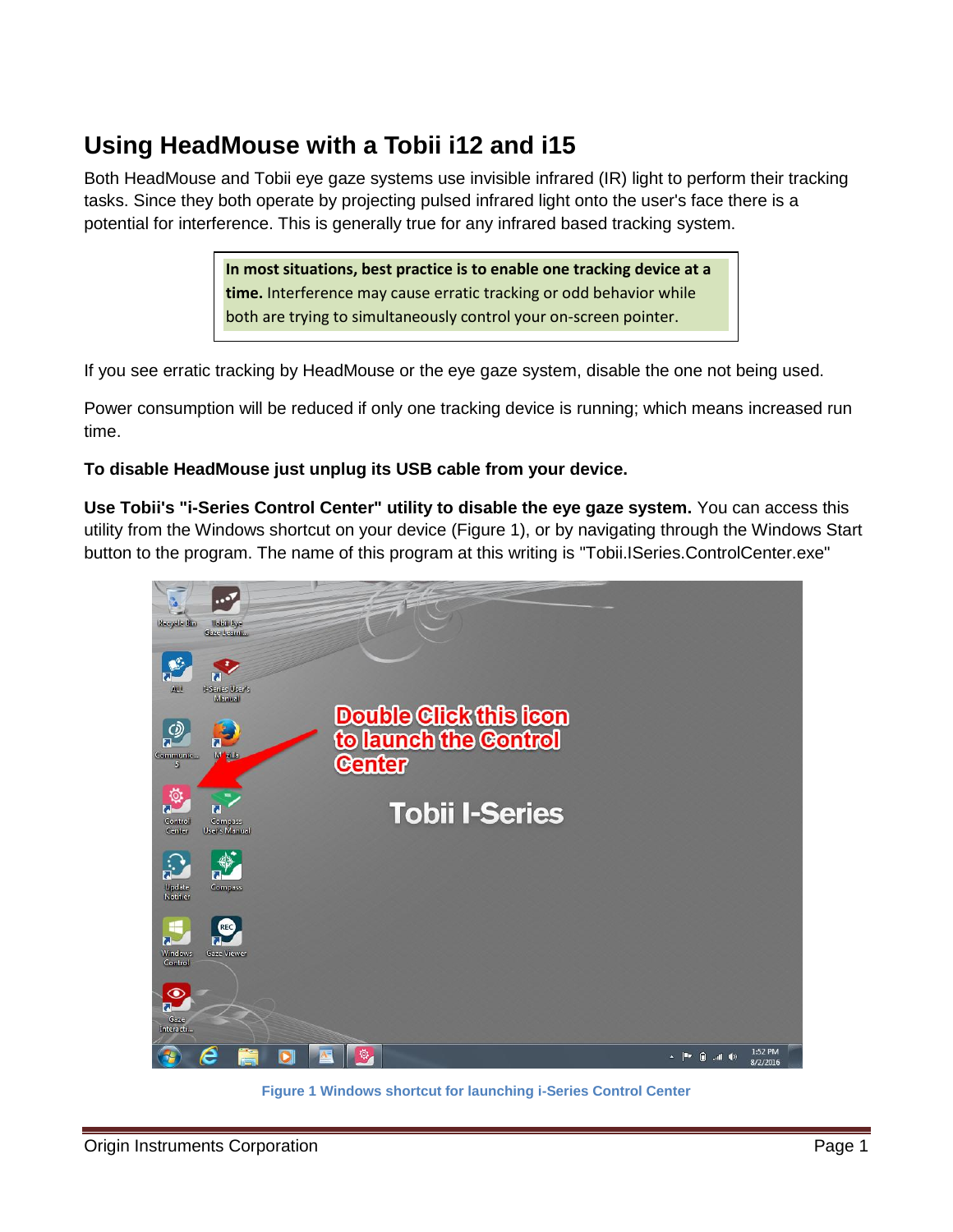# Using HeadMouse with a Tobii i12 and i15

Both HeadMouse and Tobii eye gaze systems use invisible infrared (IR) light to perform their tracking tasks. Since they both operate by projecting pulsed infrared light onto the user's face there is a potential for interference. This is generally true for any infrared based tracking system.

> **In most situations, best practice is to enable one tracking device at a time.** Interference may cause erratic tracking or odd behavior while both are trying to simultaneously control your on-screen pointer.

If you see erratic tracking by HeadMouse or the eye gaze system, disable the one not being used.

Power consumption will be reduced if only one tracking device is running; which means increased run time.

**To disable HeadMouse just unplug its USB cable from your device.**

**Use Tobii's "i-Series Control Center" utility to disable the eye gaze system.** You can access this utility from the Windows shortcut on your device (Figure 1), or by navigating through the Windows Start button to the program. The name of this program at this writing is "Tobii.ISeries.ControlCenter.exe"

Figure 1 Windows shortcut for launching i-Series Control Center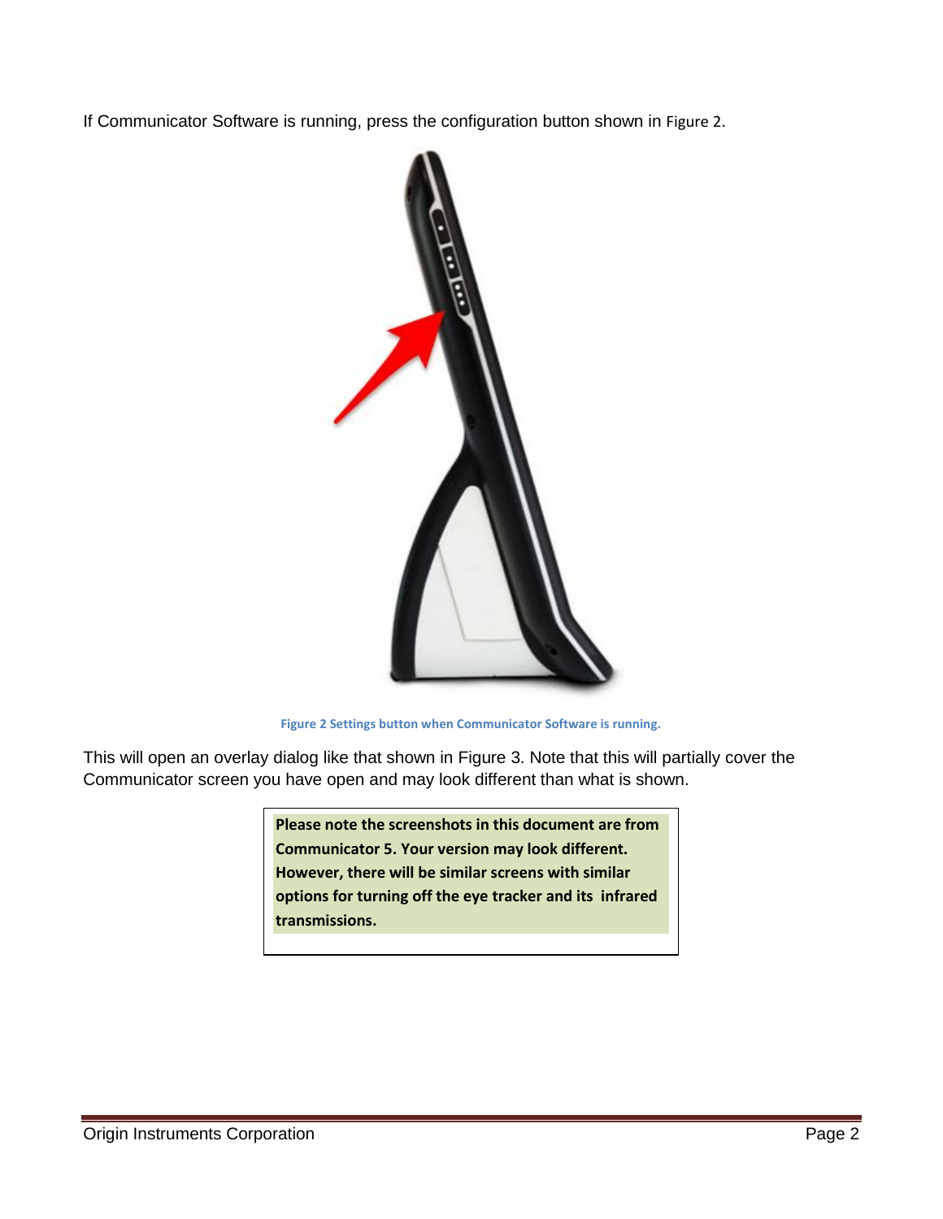If Communicator Software is running, press the configuration button shown in Figure 2.

Figure 2 Settings button when Communicator Software is running.

This will open an overlay dialog like that shown in Figure 3. Note that this will partially cover the Communicator screen you have open and may look different than what is shown.

**Please note the screenshots in this document are from Communicator 5. Your version may look different. However, there will be similar screens with similar options for turning off the eye tracker and its infrared transmissions.**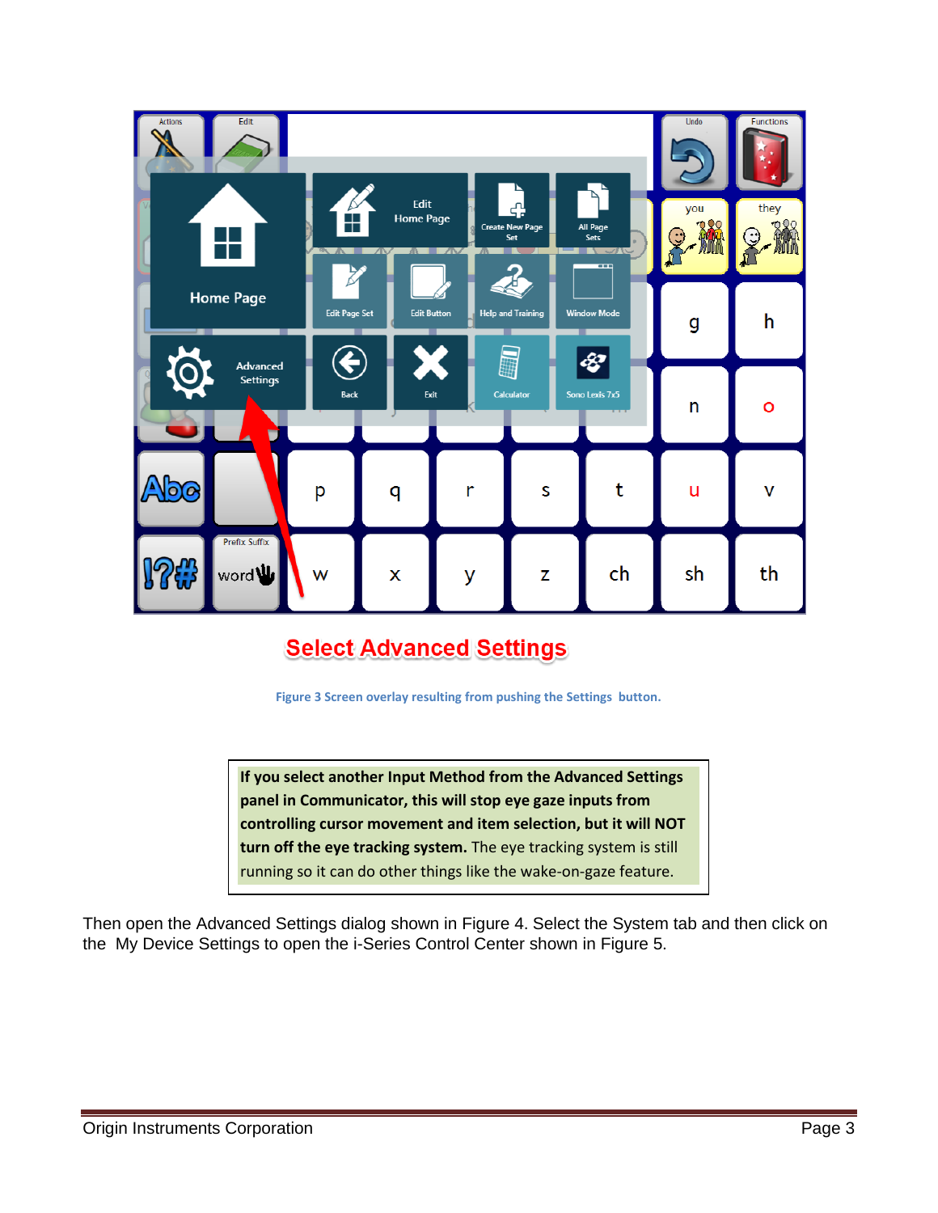Select Advanced Settings

Figure 3 Screen overlay resulting from pushing the Settings button.

> **If you select another Input Method from the Advanced Settings panel in Communicator, this will stop eye gaze inputs from controlling cursor movement and item selection, but it will NOT turn off the eye tracking system.** The eye tracking system is still running so it can do other things like the wake-on-gaze feature.

Then open the Advanced Settings dialog shown in Figure 4. Select the System tab and then click on the My Device Settings to open the i-Series Control Center shown in Figure 5.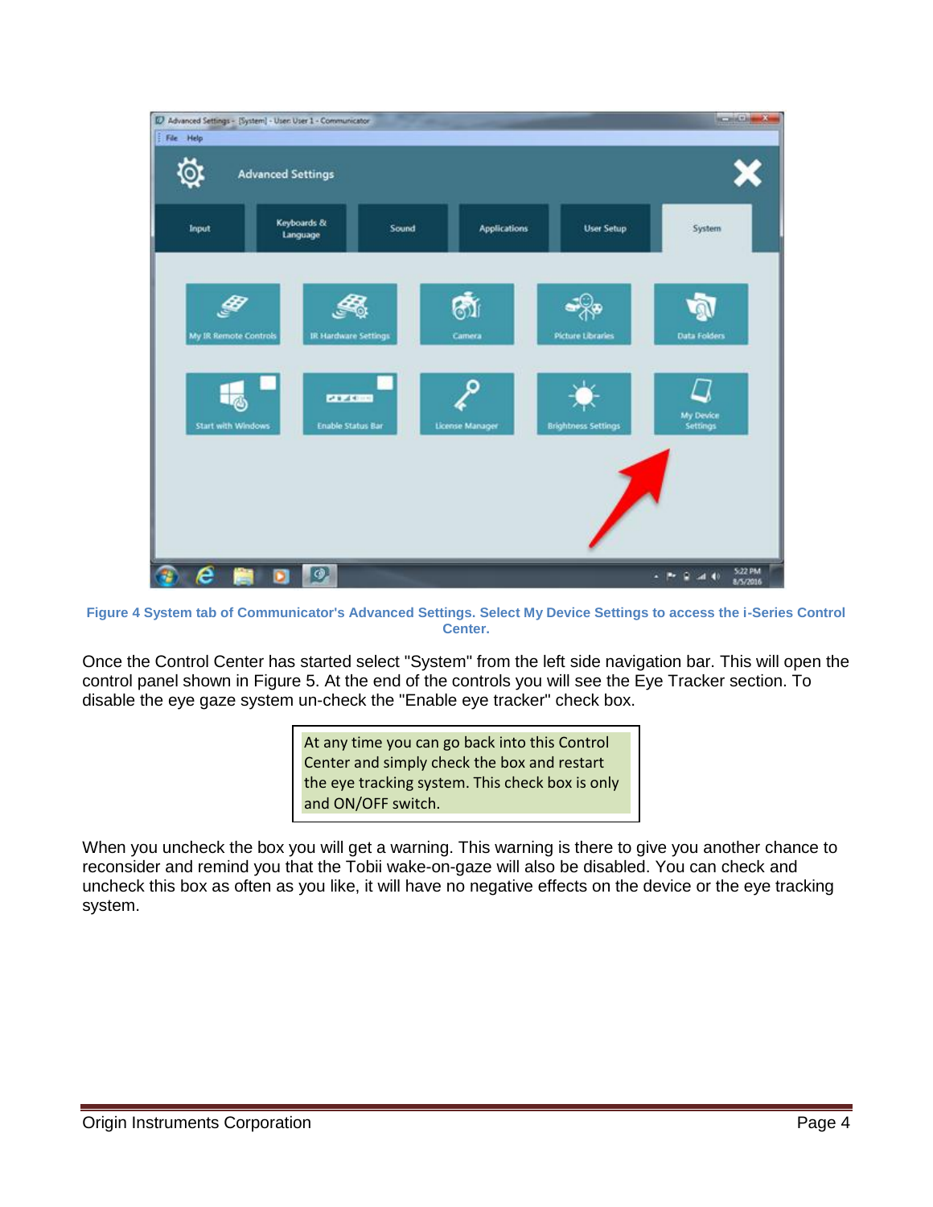Figure 4 System tab of Communicator's Advanced Settings. Select My Device Settings to access the i-Series Control Center.

Once the Control Center has started select "System" from the left side navigation bar. This will open the control panel shown in Figure 5. At the end of the controls you will see the Eye Tracker section. To disable the eye gaze system un-check the "Enable eye tracker" check box.

> At any time you can go back into this Control Center and simply check the box and restart the eye tracking system. This check box is only and ON/OFF switch.

When you uncheck the box you will get a warning. This warning is there to give you another chance to reconsider and remind you that the Tobii wake-on-gaze will also be disabled. You can check and uncheck this box as often as you like, it will have no negative effects on the device or the eye tracking system.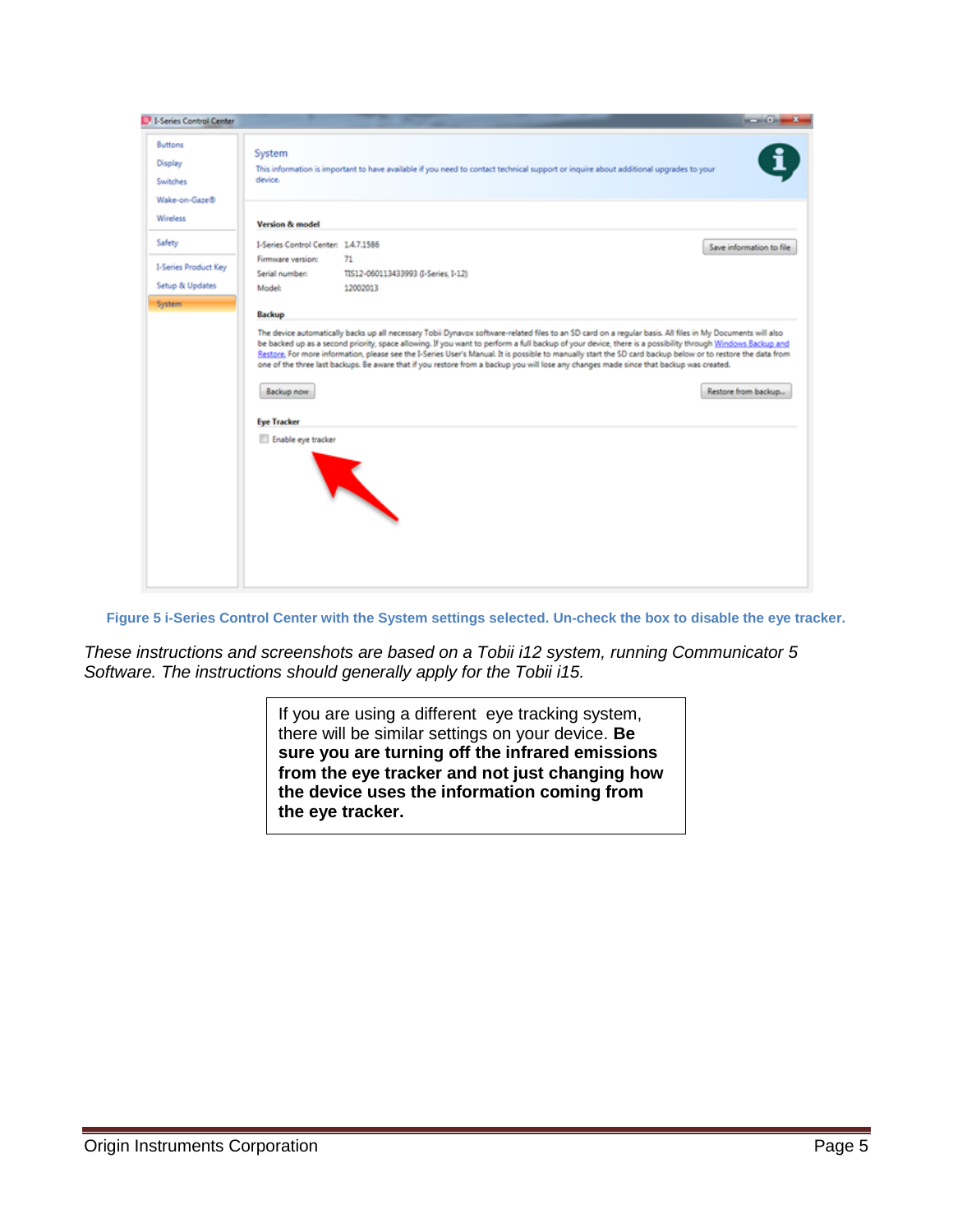**Figure 5 i-Series Control Center with the System settings selected. Un-check the box to disable the eye tracker.**

*These instructions and screenshots are based on a Tobii i12 system, running Communicator 5 Software. The instructions should generally apply for the Tobii i15.*

> If you are using a different eye tracking system, there will be similar settings on your device. **Be sure you are turning off the infrared emissions from the eye tracker and not just changing how the device uses the information coming from the eye tracker.**